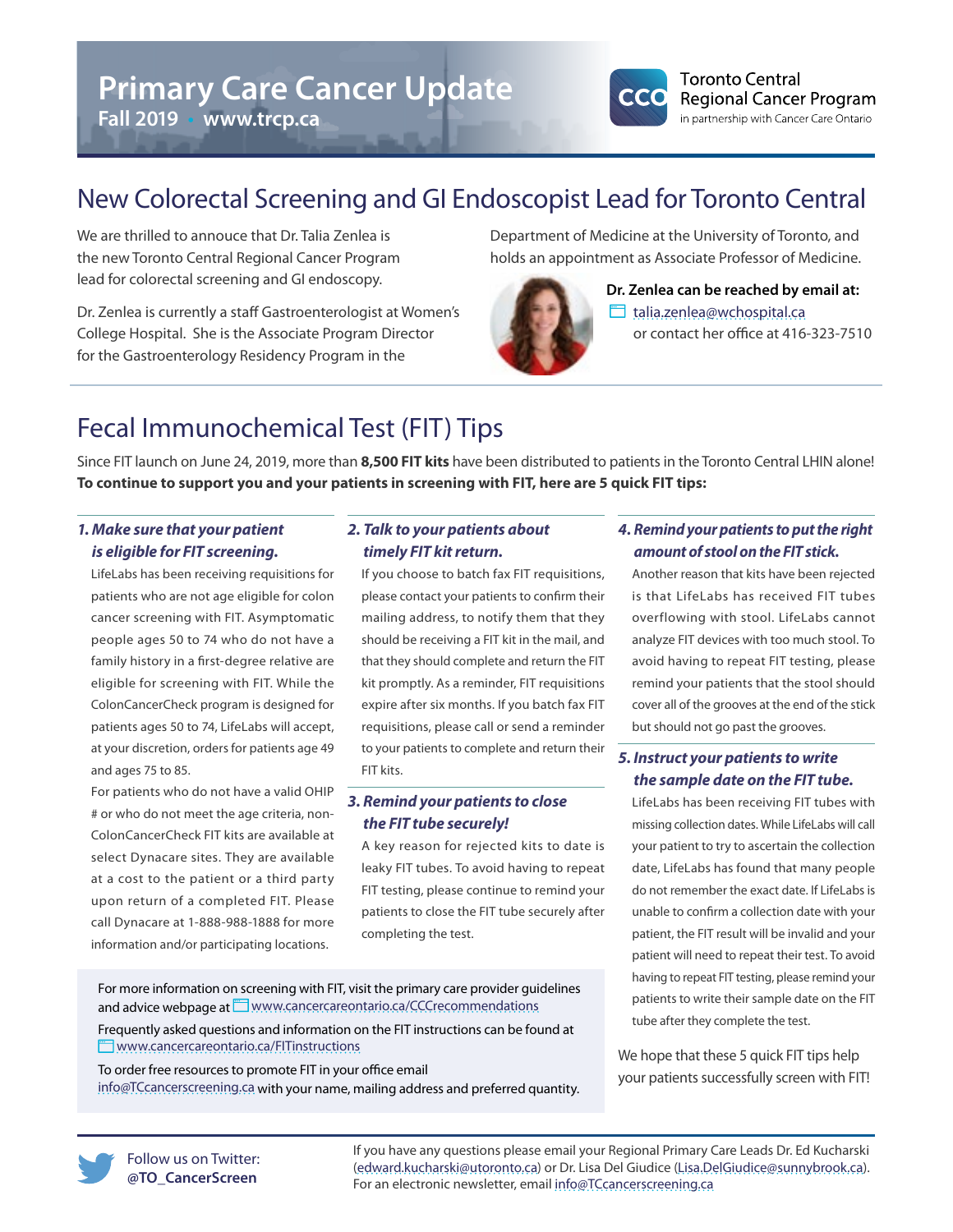# Primary Care Cancer Update

**Fall 2019 • www.trcp.ca**

Toronto Central Regional Cancer Program
in partnership with Cancer Care Ontario

## New Colorectal Screening and GI Endoscopist Lead for Toronto Central

We are thrilled to annouce that Dr. Talia Zenlea is the new Toronto Central Regional Cancer Program lead for colorectal screening and GI endoscopy.

Dr. Zenlea is currently a staff Gastroenterologist at Women's College Hospital. She is the Associate Program Director for the Gastroenterology Residency Program in the Department of Medicine at the University of Toronto, and holds an appointment as Associate Professor of Medicine.

**Dr. Zenlea can be reached by email at:**
talia.zenlea@wchospital.ca
or contact her office at 416-323-7510

## Fecal Immunochemical Test (FIT) Tips

Since FIT launch on June 24, 2019, more than **8,500 FIT kits** have been distributed to patients in the Toronto Central LHIN alone! **To continue to support you and your patients in screening with FIT, here are 5 quick FIT tips:**

### *1. Make sure that your patient is eligible for FIT screening.*

LifeLabs has been receiving requisitions for patients who are not age eligible for colon cancer screening with FIT. Asymptomatic people ages 50 to 74 who do not have a family history in a first-degree relative are eligible for screening with FIT. While the ColonCancerCheck program is designed for patients ages 50 to 74, LifeLabs will accept, at your discretion, orders for patients age 49 and ages 75 to 85.

For patients who do not have a valid OHIP # or who do not meet the age criteria, non-ColonCancerCheck FIT kits are available at select Dynacare sites. They are available at a cost to the patient or a third party upon return of a completed FIT. Please call Dynacare at 1-888-988-1888 for more information and/or participating locations.

### *2. Talk to your patients about timely FIT kit return.*

If you choose to batch fax FIT requisitions, please contact your patients to confirm their mailing address, to notify them that they should be receiving a FIT kit in the mail, and that they should complete and return the FIT kit promptly. As a reminder, FIT requisitions expire after six months. If you batch fax FIT requisitions, please call or send a reminder to your patients to complete and return their FIT kits.

### *3. Remind your patients to close the FIT tube securely!*

A key reason for rejected kits to date is leaky FIT tubes. To avoid having to repeat FIT testing, please continue to remind your patients to close the FIT tube securely after completing the test.

### *4. Remind your patients to put the right amount of stool on the FIT stick.*

Another reason that kits have been rejected is that LifeLabs has received FIT tubes overflowing with stool. LifeLabs cannot analyze FIT devices with too much stool. To avoid having to repeat FIT testing, please remind your patients that the stool should cover all of the grooves at the end of the stick but should not go past the grooves.

### *5. Instruct your patients to write the sample date on the FIT tube.*

LifeLabs has been receiving FIT tubes with missing collection dates. While LifeLabs will call your patient to try to ascertain the collection date, LifeLabs has found that many people do not remember the exact date. If LifeLabs is unable to confirm a collection date with your patient, the FIT result will be invalid and your patient will need to repeat their test. To avoid having to repeat FIT testing, please remind your patients to write their sample date on the FIT tube after they complete the test.

We hope that these 5 quick FIT tips help your patients successfully screen with FIT!

For more information on screening with FIT, visit the primary care provider guidelines and advice webpage at www.cancercareontario.ca/CCCrecommendations

Frequently asked questions and information on the FIT instructions can be found at www.cancercareontario.ca/FITinstructions

To order free resources to promote FIT in your office email info@TCcancerscreening.ca with your name, mailing address and preferred quantity.

Follow us on Twitter: **@TO_CancerScreen**

If you have any questions please email your Regional Primary Care Leads Dr. Ed Kucharski (edward.kucharski@utoronto.ca) or Dr. Lisa Del Giudice (Lisa.DelGiudice@sunnybrook.ca). For an electronic newsletter, email info@TCcancerscreening.ca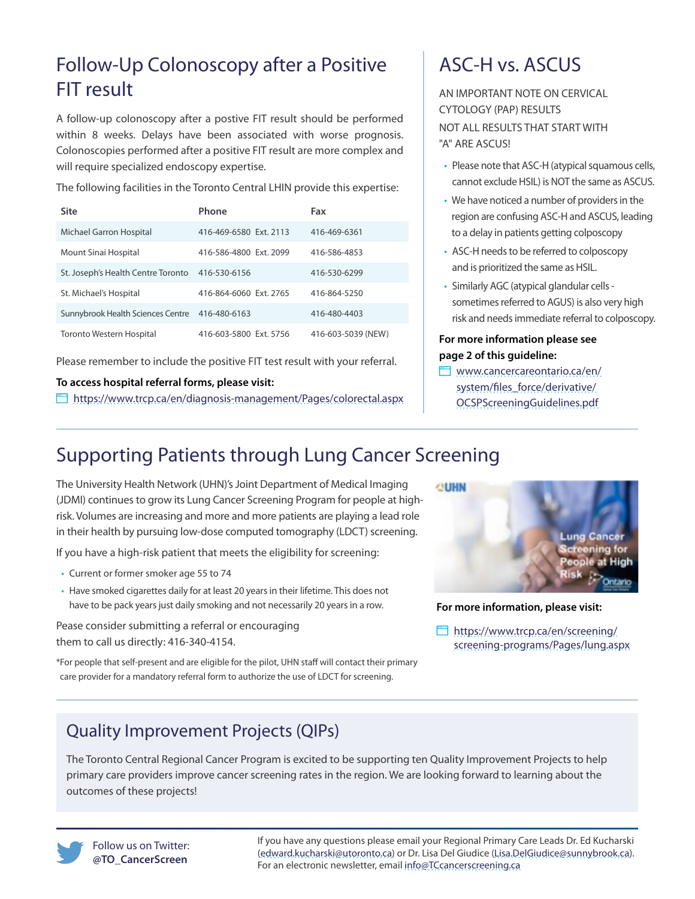## Follow-Up Colonoscopy after a Positive FIT result

A follow-up colonoscopy after a postive FIT result should be performed within 8 weeks. Delays have been associated with worse prognosis. Colonoscopies performed after a positive FIT result are more complex and will require specialized endoscopy expertise.

The following facilities in the Toronto Central LHIN provide this expertise:

| Site | Phone | Fax |
|---|---|---|
| Michael Garron Hospital | 416-469-6580 Ext. 2113 | 416-469-6361 |
| Mount Sinai Hospital | 416-586-4800 Ext. 2099 | 416-586-4853 |
| St. Joseph's Health Centre Toronto | 416-530-6156 | 416-530-6299 |
| St. Michael's Hospital | 416-864-6060 Ext. 2765 | 416-864-5250 |
| Sunnybrook Health Sciences Centre | 416-480-6163 | 416-480-4403 |
| Toronto Western Hospital | 416-603-5800 Ext. 5756 | 416-603-5039 (NEW) |

Please remember to include the positive FIT test result with your referral.

**To access hospital referral forms, please visit:**

https://www.trcp.ca/en/diagnosis-management/Pages/colorectal.aspx

## ASC-H vs. ASCUS

AN IMPORTANT NOTE ON CERVICAL CYTOLOGY (PAP) RESULTS

NOT ALL RESULTS THAT START WITH "A" ARE ASCUS!

- Please note that ASC-H (atypical squamous cells, cannot exclude HSIL) is NOT the same as ASCUS.
- We have noticed a number of providers in the region are confusing ASC-H and ASCUS, leading to a delay in patients getting colposcopy
- ASC-H needs to be referred to colposcopy and is prioritized the same as HSIL.
- Similarly AGC (atypical glandular cells - sometimes referred to AGUS) is also very high risk and needs immediate referral to colposcopy.

**For more information please see page 2 of this guideline:**

www.cancercareontario.ca/en/system/files_force/derivative/OCSPScreeningGuidelines.pdf

## Supporting Patients through Lung Cancer Screening

The University Health Network (UHN)'s Joint Department of Medical Imaging (JDMI) continues to grow its Lung Cancer Screening Program for people at high-risk. Volumes are increasing and more and more patients are playing a lead role in their health by pursuing low-dose computed tomography (LDCT) screening.

If you have a high-risk patient that meets the eligibility for screening:

- Current or former smoker age 55 to 74
- Have smoked cigarettes daily for at least 20 years in their lifetime. This does not have to be pack years just daily smoking and not necessarily 20 years in a row.

Pease consider submitting a referral or encouraging them to call us directly: 416-340-4154.

*For people that self-present and are eligible for the pilot, UHN staff will contact their primary care provider for a mandatory referral form to authorize the use of LDCT for screening.

UHN

Lung Cancer Screening for People at High Risk

Ontario

**For more information, please visit:**

https://www.trcp.ca/en/screening/screening-programs/Pages/lung.aspx

## Quality Improvement Projects (QIPs)

The Toronto Central Regional Cancer Program is excited to be supporting ten Quality Improvement Projects to help primary care providers improve cancer screening rates in the region. We are looking forward to learning about the outcomes of these projects!

Follow us on Twitter: **@TO_CancerScreen**

If you have any questions please email your Regional Primary Care Leads Dr. Ed Kucharski (edward.kucharski@utoronto.ca) or Dr. Lisa Del Giudice (Lisa.DelGiudice@sunnybrook.ca). For an electronic newsletter, email info@TCcancerscreening.ca